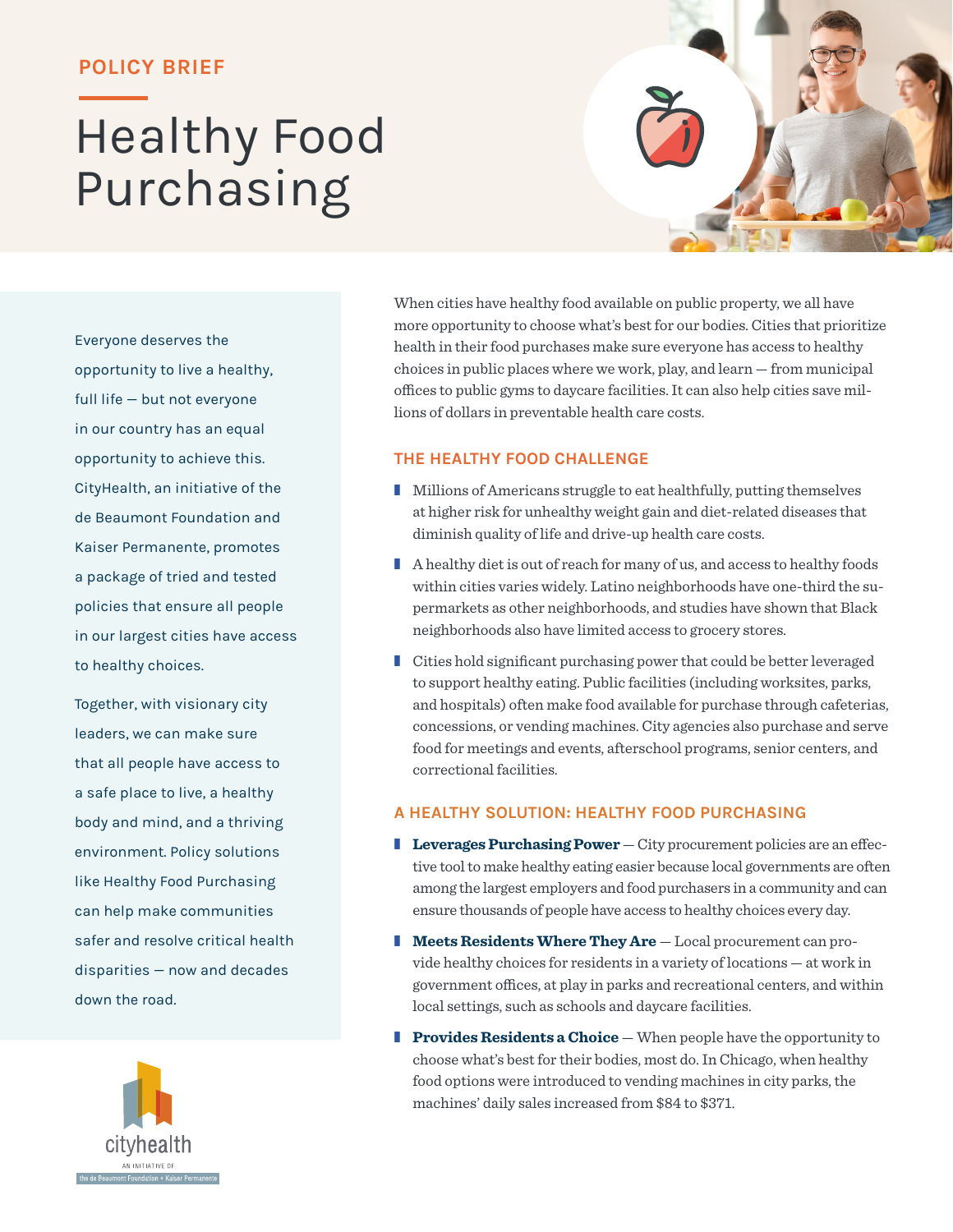POLICY BRIEF

# Healthy Food Purchasing

Everyone deserves the opportunity to live a healthy, full life — but not everyone in our country has an equal opportunity to achieve this. CityHealth, an initiative of the de Beaumont Foundation and Kaiser Permanente, promotes a package of tried and tested policies that ensure all people in our largest cities have access to healthy choices.

Together, with visionary city leaders, we can make sure that all people have access to a safe place to live, a healthy body and mind, and a thriving environment. Policy solutions like Healthy Food Purchasing can help make communities safer and resolve critical health disparities — now and decades down the road.

cityhealth
AN INITIATIVE OF
the de Beaumont Foundation + Kaiser Permanente

When cities have healthy food available on public property, we all have more opportunity to choose what's best for our bodies. Cities that prioritize health in their food purchases make sure everyone has access to healthy choices in public places where we work, play, and learn — from municipal offices to public gyms to daycare facilities. It can also help cities save millions of dollars in preventable health care costs.

## THE HEALTHY FOOD CHALLENGE

- Millions of Americans struggle to eat healthfully, putting themselves at higher risk for unhealthy weight gain and diet-related diseases that diminish quality of life and drive-up health care costs.
- A healthy diet is out of reach for many of us, and access to healthy foods within cities varies widely. Latino neighborhoods have one-third the supermarkets as other neighborhoods, and studies have shown that Black neighborhoods also have limited access to grocery stores.
- Cities hold significant purchasing power that could be better leveraged to support healthy eating. Public facilities (including worksites, parks, and hospitals) often make food available for purchase through cafeterias, concessions, or vending machines. City agencies also purchase and serve food for meetings and events, afterschool programs, senior centers, and correctional facilities.

## A HEALTHY SOLUTION: HEALTHY FOOD PURCHASING

- **Leverages Purchasing Power** — City procurement policies are an effective tool to make healthy eating easier because local governments are often among the largest employers and food purchasers in a community and can ensure thousands of people have access to healthy choices every day.
- **Meets Residents Where They Are** — Local procurement can provide healthy choices for residents in a variety of locations — at work in government offices, at play in parks and recreational centers, and within local settings, such as schools and daycare facilities.
- **Provides Residents a Choice** — When people have the opportunity to choose what's best for their bodies, most do. In Chicago, when healthy food options were introduced to vending machines in city parks, the machines' daily sales increased from $84 to $371.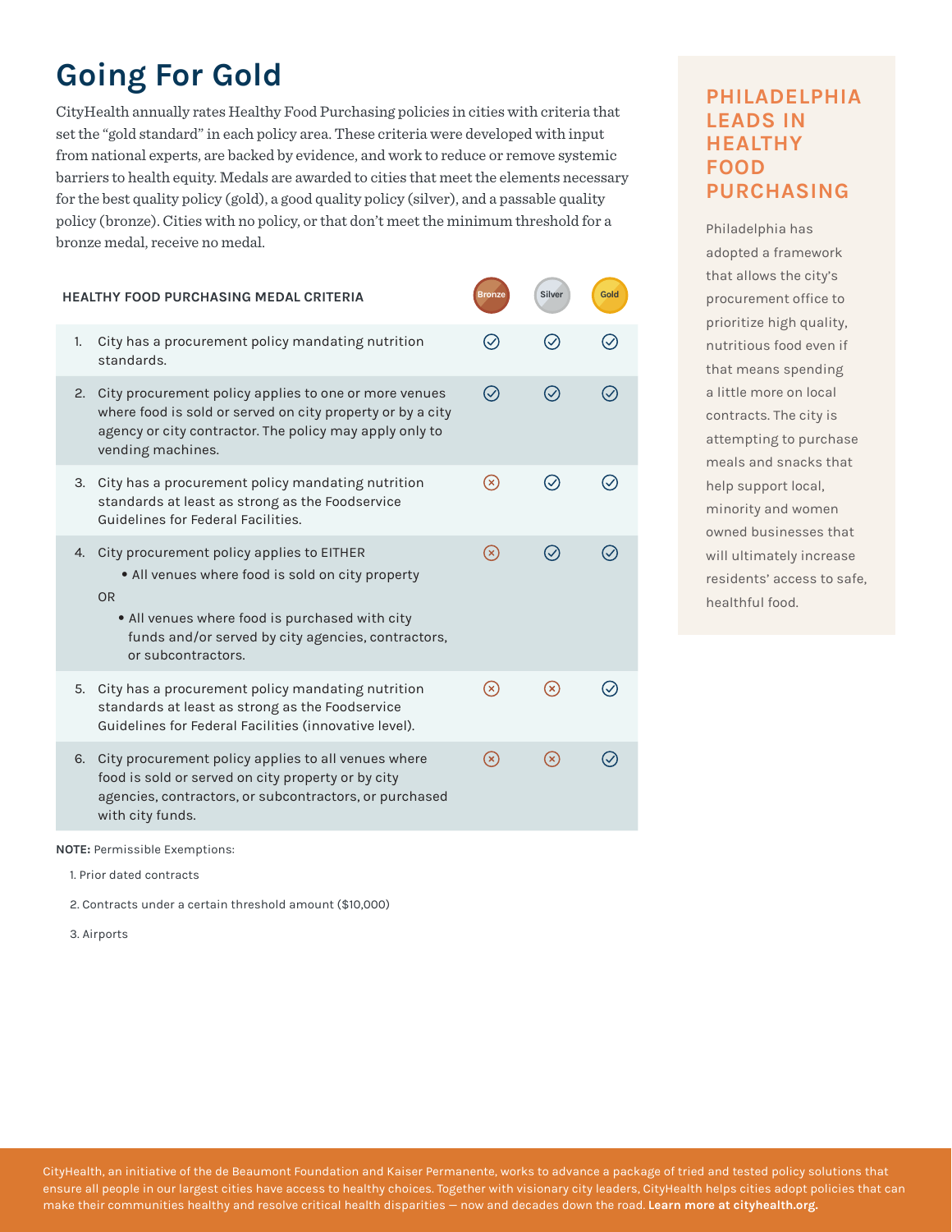# Going For Gold

CityHealth annually rates Healthy Food Purchasing policies in cities with criteria that set the "gold standard" in each policy area. These criteria were developed with input from national experts, are backed by evidence, and work to reduce or remove systemic barriers to health equity. Medals are awarded to cities that meet the elements necessary for the best quality policy (gold), a good quality policy (silver), and a passable quality policy (bronze). Cities with no policy, or that don't meet the minimum threshold for a bronze medal, receive no medal.

| HEALTHY FOOD PURCHASING MEDAL CRITERIA | Bronze | Silver | Gold |
|---|---|---|---|
| 1. City has a procurement policy mandating nutrition standards. | ✓ | ✓ | ✓ |
| 2. City procurement policy applies to one or more venues where food is sold or served on city property or by a city agency or city contractor. The policy may apply only to vending machines. | ✓ | ✓ | ✓ |
| 3. City has a procurement policy mandating nutrition standards at least as strong as the Foodservice Guidelines for Federal Facilities. | ✗ | ✓ | ✓ |
| 4. City procurement policy applies to EITHER • All venues where food is sold on city property OR • All venues where food is purchased with city funds and/or served by city agencies, contractors, or subcontractors. | ✗ | ✓ | ✓ |
| 5. City has a procurement policy mandating nutrition standards at least as strong as the Foodservice Guidelines for Federal Facilities (innovative level). | ✗ | ✗ | ✓ |
| 6. City procurement policy applies to all venues where food is sold or served on city property or by city agencies, contractors, or subcontractors, or purchased with city funds. | ✗ | ✗ | ✓ |

**NOTE:** Permissible Exemptions:

1. Prior dated contracts
2. Contracts under a certain threshold amount ($10,000)
3. Airports

## PHILADELPHIA LEADS IN HEALTHY FOOD PURCHASING

Philadelphia has adopted a framework that allows the city's procurement office to prioritize high quality, nutritious food even if that means spending a little more on local contracts. The city is attempting to purchase meals and snacks that help support local, minority and women owned businesses that will ultimately increase residents' access to safe, healthful food.

CityHealth, an initiative of the de Beaumont Foundation and Kaiser Permanente, works to advance a package of tried and tested policy solutions that ensure all people in our largest cities have access to healthy choices. Together with visionary city leaders, CityHealth helps cities adopt policies that can make their communities healthy and resolve critical health disparities — now and decades down the road. **Learn more at cityhealth.org.**